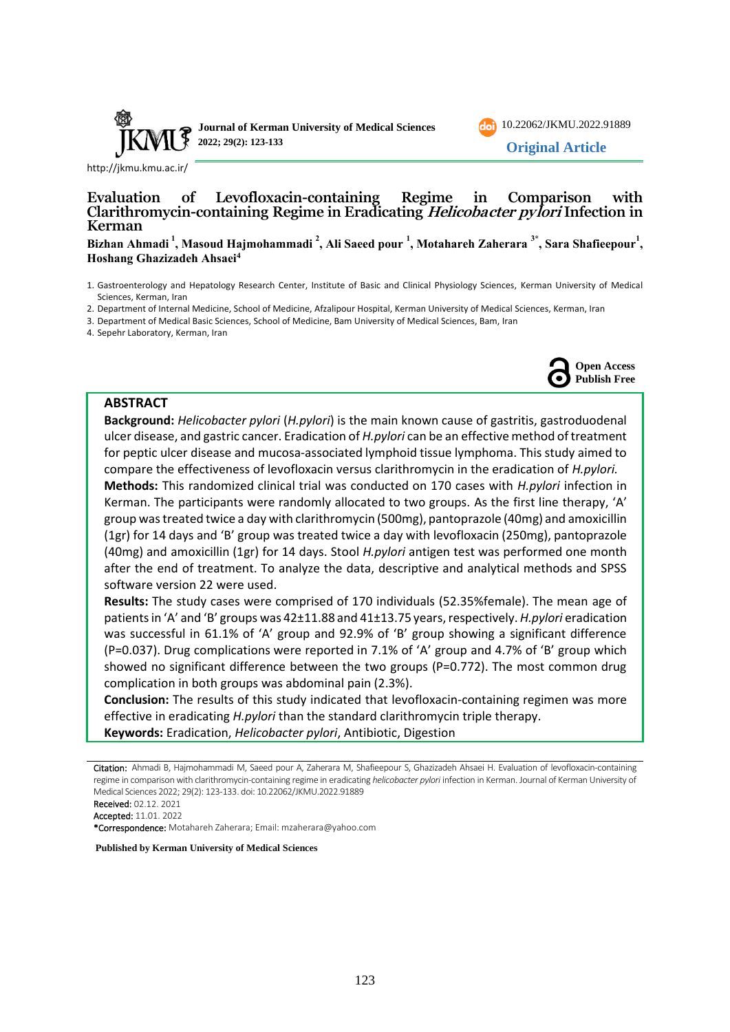Journal of Kerman University of Medical Sciences 2022; 29(2): 123-133

10.22062/JKMU.2022.91889

**Original Article**

http://jkmu.kmu.ac.ir/

# Evaluation of Levofloxacin-containing Regime in Comparison with Clarithromycin-containing Regime in Eradicating *Helicobacter pylori* Infection in Kerman

**Bizhan Ahmadi [1], Masoud Hajmohammadi [2], Ali Saeed pour [1], Motahareh Zaherara [3*], Sara Shafieepour[1], Hoshang Ghazizadeh Ahsaei[4]**

1. Gastroenterology and Hepatology Research Center, Institute of Basic and Clinical Physiology Sciences, Kerman University of Medical Sciences, Kerman, Iran
2. Department of Internal Medicine, School of Medicine, Afzalipour Hospital, Kerman University of Medical Sciences, Kerman, Iran
3. Department of Medical Basic Sciences, School of Medicine, Bam University of Medical Sciences, Bam, Iran
4. Sepehr Laboratory, Kerman, Iran

**Open Access Publish Free**

## ABSTRACT

**Background:** *Helicobacter pylori* (*H.pylori*) is the main known cause of gastritis, gastroduodenal ulcer disease, and gastric cancer. Eradication of *H.pylori* can be an effective method of treatment for peptic ulcer disease and mucosa-associated lymphoid tissue lymphoma. This study aimed to compare the effectiveness of levofloxacin versus clarithromycin in the eradication of *H.pylori.*

**Methods:** This randomized clinical trial was conducted on 170 cases with *H.pylori* infection in Kerman. The participants were randomly allocated to two groups. As the first line therapy, 'A' group was treated twice a day with clarithromycin (500mg), pantoprazole (40mg) and amoxicillin (1gr) for 14 days and 'B' group was treated twice a day with levofloxacin (250mg), pantoprazole (40mg) and amoxicillin (1gr) for 14 days. Stool *H.pylori* antigen test was performed one month after the end of treatment. To analyze the data, descriptive and analytical methods and SPSS software version 22 were used.

**Results:** The study cases were comprised of 170 individuals (52.35%female). The mean age of patients in 'A' and 'B' groups was 42±11.88 and 41±13.75 years, respectively. *H.pylori* eradication was successful in 61.1% of 'A' group and 92.9% of 'B' group showing a significant difference (P=0.037). Drug complications were reported in 7.1% of 'A' group and 4.7% of 'B' group which showed no significant difference between the two groups (P=0.772). The most common drug complication in both groups was abdominal pain (2.3%).

**Conclusion:** The results of this study indicated that levofloxacin-containing regimen was more effective in eradicating *H.pylori* than the standard clarithromycin triple therapy.

**Keywords:** Eradication, *Helicobacter pylori*, Antibiotic, Digestion

Citation: Ahmadi B, Hajmohammadi M, Saeed pour A, Zaherara M, Shafieepour S, Ghazizadeh Ahsaei H. Evaluation of levofloxacin-containing regime in comparison with clarithromycin-containing regime in eradicating *helicobacter pylori* infection in Kerman. Journal of Kerman University of Medical Sciences 2022; 29(2): 123-133. doi: 10.22062/JKMU.2022.91889

Received: 02.12. 2021

Accepted: 11.01. 2022

*Correspondence: Motahareh Zaherara; Email: mzaherara@yahoo.com

**Published by Kerman University of Medical Sciences**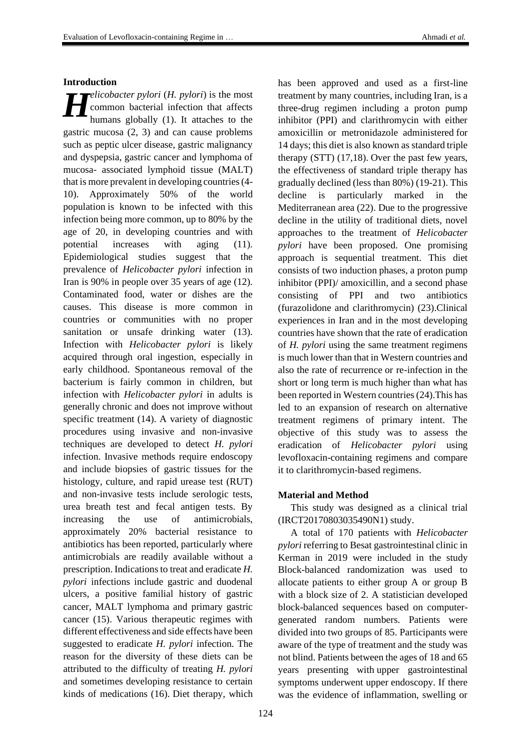### Introduction

*Helicobacter pylori* (*H. pylori*) is the most common bacterial infection that affects humans globally (1). It attaches to the gastric mucosa (2, 3) and can cause problems such as peptic ulcer disease, gastric malignancy and dyspepsia, gastric cancer and lymphoma of mucosa- associated lymphoid tissue (MALT) that is more prevalent in developing countries (4-10). Approximately 50% of the world population is known to be infected with this infection being more common, up to 80% by the age of 20, in developing countries and with potential increases with aging (11). Epidemiological studies suggest that the prevalence of *Helicobacter pylori* infection in Iran is 90% in people over 35 years of age (12). Contaminated food, water or dishes are the causes. This disease is more common in countries or communities with no proper sanitation or unsafe drinking water (13). Infection with *Helicobacter pylori* is likely acquired through oral ingestion, especially in early childhood. Spontaneous removal of the bacterium is fairly common in children, but infection with *Helicobacter pylori* in adults is generally chronic and does not improve without specific treatment (14). A variety of diagnostic procedures using invasive and non-invasive techniques are developed to detect *H. pylori* infection. Invasive methods require endoscopy and include biopsies of gastric tissues for the histology, culture, and rapid urease test (RUT) and non-invasive tests include serologic tests, urea breath test and fecal antigen tests. By increasing the use of antimicrobials, approximately 20% bacterial resistance to antibiotics has been reported, particularly where antimicrobials are readily available without a prescription. Indications to treat and eradicate *H. pylori* infections include gastric and duodenal ulcers, a positive familial history of gastric cancer, MALT lymphoma and primary gastric cancer (15). Various therapeutic regimes with different effectiveness and side effects have been suggested to eradicate *H. pylori* infection. The reason for the diversity of these diets can be attributed to the difficulty of treating *H. pylori* and sometimes developing resistance to certain kinds of medications (16). Diet therapy, which has been approved and used as a first-line treatment by many countries, including Iran, is a three-drug regimen including a proton pump inhibitor (PPI) and clarithromycin with either amoxicillin or metronidazole administered for 14 days; this diet is also known as standard triple therapy (STT) (17,18). Over the past few years, the effectiveness of standard triple therapy has gradually declined (less than 80%) (19-21). This decline is particularly marked in the Mediterranean area (22). Due to the progressive decline in the utility of traditional diets, novel approaches to the treatment of *Helicobacter pylori* have been proposed. One promising approach is sequential treatment. This diet consists of two induction phases, a proton pump inhibitor (PPI)/ amoxicillin, and a second phase consisting of PPI and two antibiotics (furazolidone and clarithromycin) (23).Clinical experiences in Iran and in the most developing countries have shown that the rate of eradication of *H. pylori* using the same treatment regimens is much lower than that in Western countries and also the rate of recurrence or re-infection in the short or long term is much higher than what has been reported in Western countries (24).This has led to an expansion of research on alternative treatment regimens of primary intent. The objective of this study was to assess the eradication of *Helicobacter pylori* using levofloxacin-containing regimens and compare it to clarithromycin-based regimens.

### Material and Method

This study was designed as a clinical trial (IRCT20170803035490N1) study.

A total of 170 patients with *Helicobacter pylori* referring to Besat gastrointestinal clinic in Kerman in 2019 were included in the study Block-balanced randomization was used to allocate patients to either group A or group B with a block size of 2. A statistician developed block-balanced sequences based on computer-generated random numbers. Patients were divided into two groups of 85. Participants were aware of the type of treatment and the study was not blind. Patients between the ages of 18 and 65 years presenting with upper gastrointestinal symptoms underwent upper endoscopy. If there was the evidence of inflammation, swelling or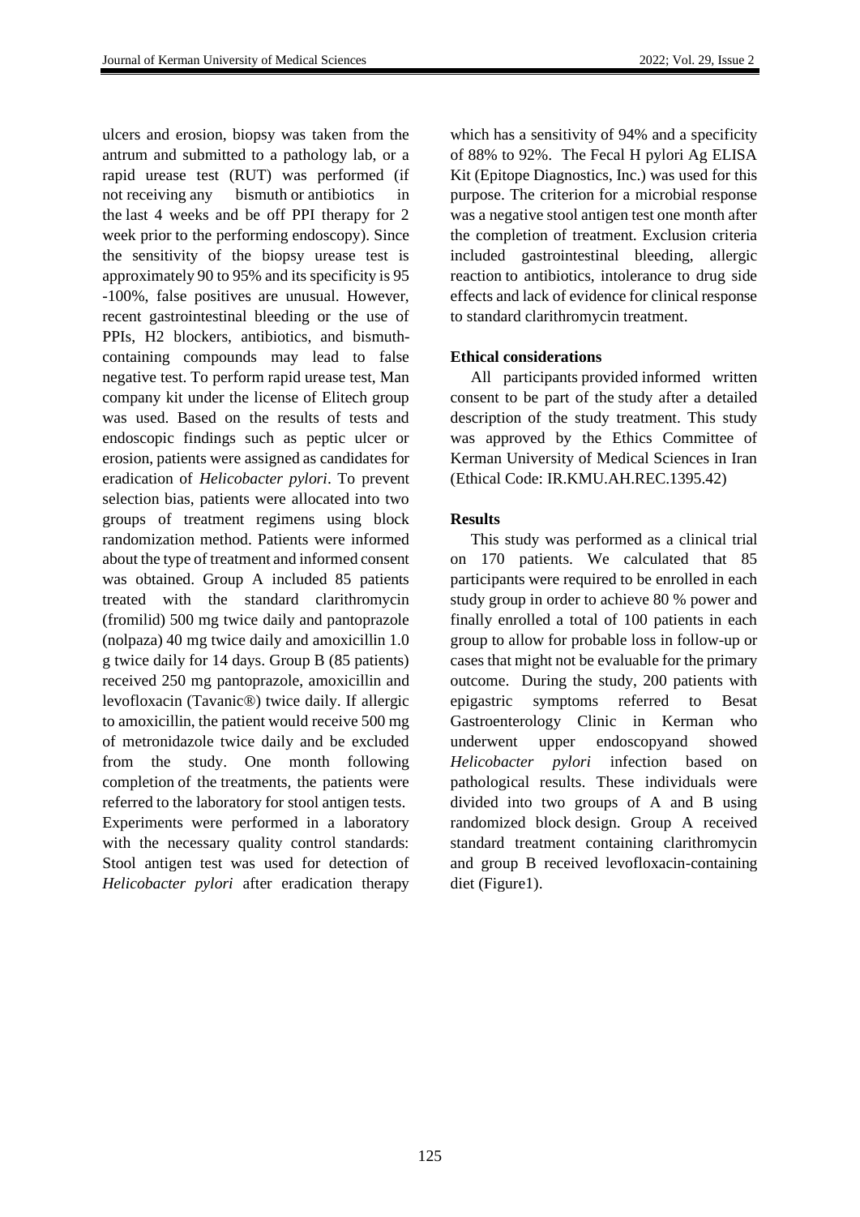ulcers and erosion, biopsy was taken from the antrum and submitted to a pathology lab, or a rapid urease test (RUT) was performed (if not receiving any bismuth or antibiotics in the last 4 weeks and be off PPI therapy for 2 week prior to the performing endoscopy). Since the sensitivity of the biopsy urease test is approximately 90 to 95% and its specificity is 95 -100%, false positives are unusual. However, recent gastrointestinal bleeding or the use of PPIs, H2 blockers, antibiotics, and bismuth-containing compounds may lead to false negative test. To perform rapid urease test, Man company kit under the license of Elitech group was used. Based on the results of tests and endoscopic findings such as peptic ulcer or erosion, patients were assigned as candidates for eradication of *Helicobacter pylori*. To prevent selection bias, patients were allocated into two groups of treatment regimens using block randomization method. Patients were informed about the type of treatment and informed consent was obtained. Group A included 85 patients treated with the standard clarithromycin (fromilid) 500 mg twice daily and pantoprazole (nolpaza) 40 mg twice daily and amoxicillin 1.0 g twice daily for 14 days. Group B (85 patients) received 250 mg pantoprazole, amoxicillin and levofloxacin (Tavanic®) twice daily. If allergic to amoxicillin, the patient would receive 500 mg of metronidazole twice daily and be excluded from the study. One month following completion of the treatments, the patients were referred to the laboratory for stool antigen tests. Experiments were performed in a laboratory with the necessary quality control standards: Stool antigen test was used for detection of *Helicobacter pylori* after eradication therapy which has a sensitivity of 94% and a specificity of 88% to 92%. The Fecal H pylori Ag ELISA Kit (Epitope Diagnostics, Inc.) was used for this purpose. The criterion for a microbial response was a negative stool antigen test one month after the completion of treatment. Exclusion criteria included gastrointestinal bleeding, allergic reaction to antibiotics, intolerance to drug side effects and lack of evidence for clinical response to standard clarithromycin treatment.

### Ethical considerations

All participants provided informed written consent to be part of the study after a detailed description of the study treatment. This study was approved by the Ethics Committee of Kerman University of Medical Sciences in Iran (Ethical Code: IR.KMU.AH.REC.1395.42)

### Results

This study was performed as a clinical trial on 170 patients. We calculated that 85 participants were required to be enrolled in each study group in order to achieve 80 % power and finally enrolled a total of 100 patients in each group to allow for probable loss in follow-up or cases that might not be evaluable for the primary outcome. During the study, 200 patients with epigastric symptoms referred to Besat Gastroenterology Clinic in Kerman who underwent upper endoscopyand showed *Helicobacter pylori* infection based on pathological results. These individuals were divided into two groups of A and B using randomized block design. Group A received standard treatment containing clarithromycin and group B received levofloxacin-containing diet (Figure1).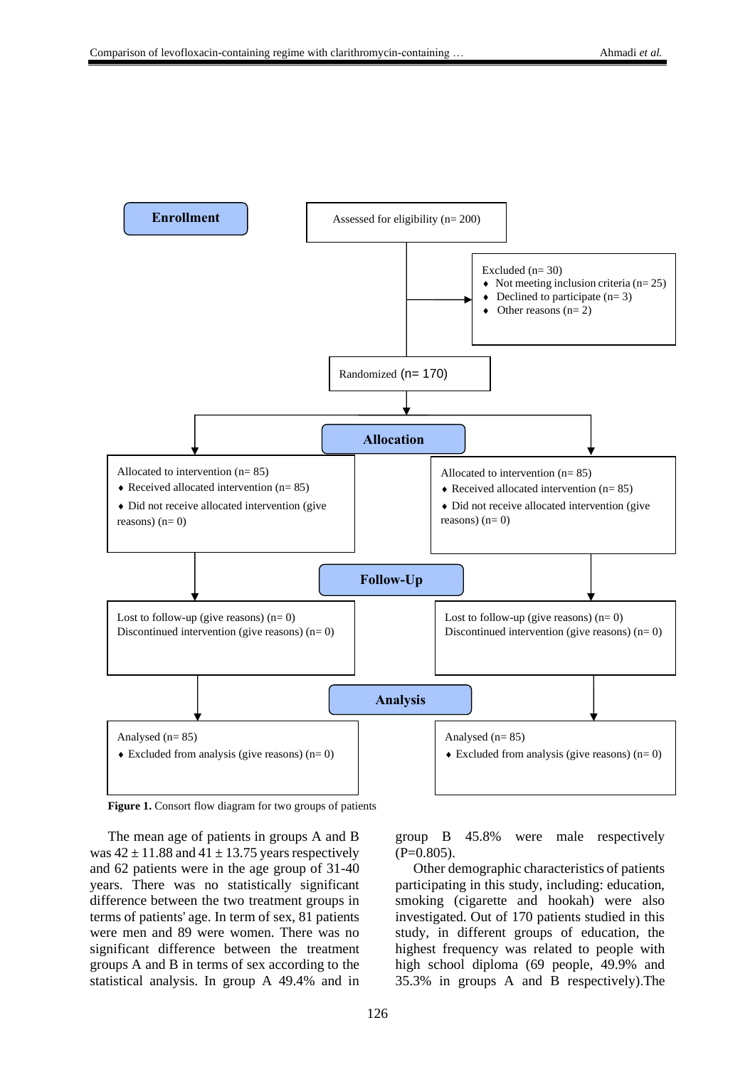**Enrollment**

Assessed for eligibility (n= 200)

Excluded (n= 30)
- Not meeting inclusion criteria (n= 25)
- Declined to participate (n= 3)
- Other reasons (n= 2)

Randomized (n= 170)

**Allocation**

Allocated to intervention (n= 85)
- Received allocated intervention (n= 85)
- Did not receive allocated intervention (give reasons) (n= 0)

Allocated to intervention (n= 85)
- Received allocated intervention (n= 85)
- Did not receive allocated intervention (give reasons) (n= 0)

**Follow-Up**

Lost to follow-up (give reasons) (n= 0)
Discontinued intervention (give reasons) (n= 0)

Lost to follow-up (give reasons) (n= 0)
Discontinued intervention (give reasons) (n= 0)

**Analysis**

Analysed (n= 85)
- Excluded from analysis (give reasons) (n= 0)

Analysed (n= 85)
- Excluded from analysis (give reasons) (n= 0)

**Figure 1.** Consort flow diagram for two groups of patients

The mean age of patients in groups A and B was 42 ± 11.88 and 41 ± 13.75 years respectively and 62 patients were in the age group of 31-40 years. There was no statistically significant difference between the two treatment groups in terms of patients' age. In term of sex, 81 patients were men and 89 were women. There was no significant difference between the treatment groups A and B in terms of sex according to the statistical analysis. In group A 49.4% and in group B 45.8% were male respectively (P=0.805).

Other demographic characteristics of patients participating in this study, including: education, smoking (cigarette and hookah) were also investigated. Out of 170 patients studied in this study, in different groups of education, the highest frequency was related to people with high school diploma (69 people, 49.9% and 35.3% in groups A and B respectively).The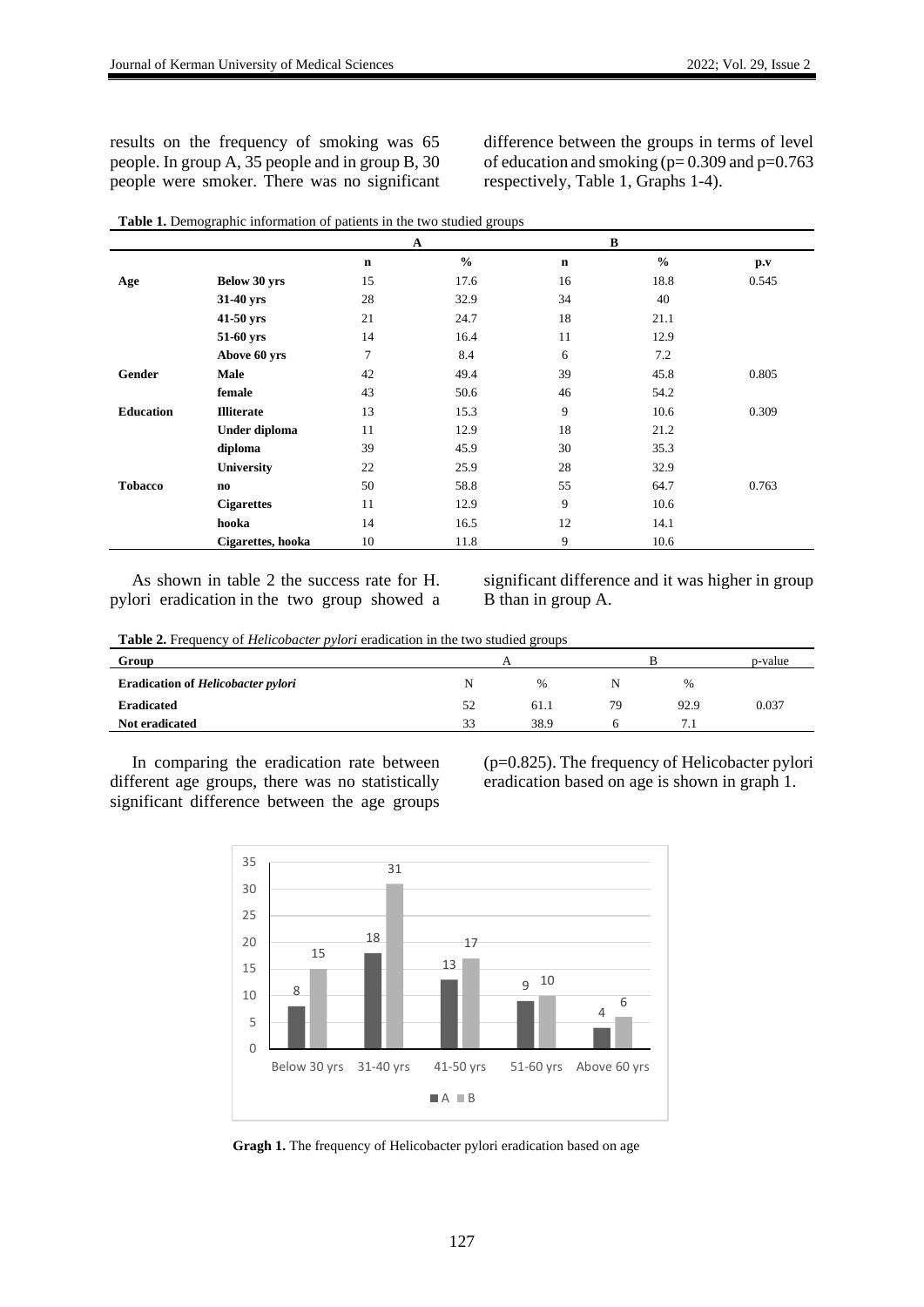results on the frequency of smoking was 65 people. In group A, 35 people and in group B, 30 people were smoker. There was no significant difference between the groups in terms of level of education and smoking (p= 0.309 and p=0.763 respectively, Table 1, Graphs 1-4).

**Table 1.** Demographic information of patients in the two studied groups

| | | A | | B | | |
|---|---|---|---|---|---|---|
| | | **n** | **%** | **n** | **%** | **p.v** |
| **Age** | **Below 30 yrs** | 15 | 17.6 | 16 | 18.8 | 0.545 |
| | **31-40 yrs** | 28 | 32.9 | 34 | 40 | |
| | **41-50 yrs** | 21 | 24.7 | 18 | 21.1 | |
| | **51-60 yrs** | 14 | 16.4 | 11 | 12.9 | |
| | **Above 60 yrs** | 7 | 8.4 | 6 | 7.2 | |
| **Gender** | **Male** | 42 | 49.4 | 39 | 45.8 | 0.805 |
| | **female** | 43 | 50.6 | 46 | 54.2 | |
| **Education** | **Illiterate** | 13 | 15.3 | 9 | 10.6 | 0.309 |
| | **Under diploma** | 11 | 12.9 | 18 | 21.2 | |
| | **diploma** | 39 | 45.9 | 30 | 35.3 | |
| | **University** | 22 | 25.9 | 28 | 32.9 | |
| **Tobacco** | **no** | 50 | 58.8 | 55 | 64.7 | 0.763 |
| | **Cigarettes** | 11 | 12.9 | 9 | 10.6 | |
| | **hooka** | 14 | 16.5 | 12 | 14.1 | |
| | **Cigarettes, hooka** | 10 | 11.8 | 9 | 10.6 | |

As shown in table 2 the success rate for H. pylori eradication in the two group showed a significant difference and it was higher in group B than in group A.

**Table 2.** Frequency of *Helicobacter pylori* eradication in the two studied groups

| **Group** | A | | B | | p-value |
|---|---|---|---|---|---|
| **Eradication of *Helicobacter pylori*** | N | % | N | % | |
| **Eradicated** | 52 | 61.1 | 79 | 92.9 | 0.037 |
| **Not eradicated** | 33 | 38.9 | 6 | 7.1 | |

In comparing the eradication rate between different age groups, there was no statistically significant difference between the age groups (p=0.825). The frequency of Helicobacter pylori eradication based on age is shown in graph 1.

| | Below 30 yrs | 31-40 yrs | 41-50 yrs | 51-60 yrs | Above 60 yrs |
|---|---|---|---|---|---|
| A | 8 | 18 | 13 | 9 | 4 |
| B | 15 | 31 | 17 | 10 | 6 |

**Gragh 1.** The frequency of Helicobacter pylori eradication based on age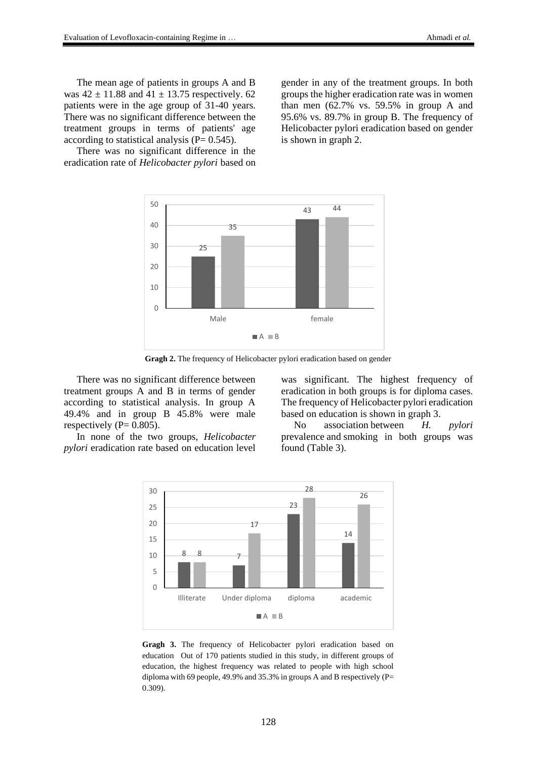The mean age of patients in groups A and B was $42 \pm 11.88$ and $41 \pm 13.75$ respectively. 62 patients were in the age group of 31-40 years. There was no significant difference between the treatment groups in terms of patients' age according to statistical analysis (P= 0.545).

There was no significant difference in the eradication rate of *Helicobacter pylori* based on gender in any of the treatment groups. In both groups the higher eradication rate was in women than men (62.7% vs. 59.5% in group A and 95.6% vs. 89.7% in group B. The frequency of Helicobacter pylori eradication based on gender is shown in graph 2.

**Gragh 2.** The frequency of Helicobacter pylori eradication based on gender

There was no significant difference between treatment groups A and B in terms of gender according to statistical analysis. In group A 49.4% and in group B 45.8% were male respectively (P= 0.805).

In none of the two groups, *Helicobacter pylori* eradication rate based on education level was significant. The highest frequency of eradication in both groups is for diploma cases. The frequency of Helicobacter pylori eradication based on education is shown in graph 3.

No association between *H. pylori* prevalence and smoking in both groups was found (Table 3).

**Gragh 3.** The frequency of Helicobacter pylori eradication based on education Out of 170 patients studied in this study, in different groups of education, the highest frequency was related to people with high school diploma with 69 people, 49.9% and 35.3% in groups A and B respectively (P= 0.309).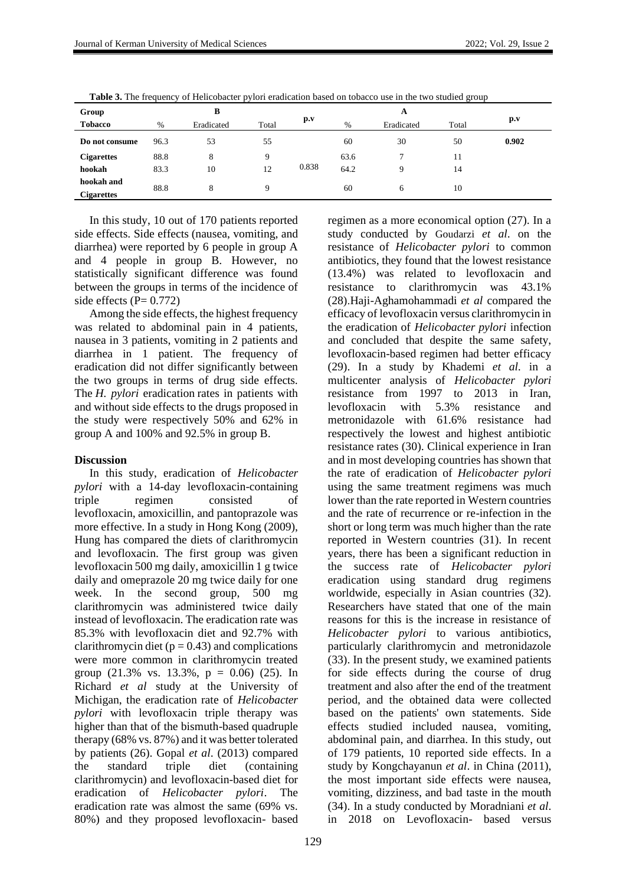**Table 3.** The frequency of Helicobacter pylori eradication based on tobacco use in the two studied group

| Group | B | | | p.v | A | | | p.v |
|---|---|---|---|---|---|---|---|---|
| **Tobacco** | % | Eradicated | Total | | % | Eradicated | Total | |
| **Do not consume** | 96.3 | 53 | 55 | 0.838 | 60 | 30 | 50 | **0.902** |
| **Cigarettes** | 88.8 | 8 | 9 | | 63.6 | 7 | 11 | |
| **hookah** | 83.3 | 10 | 12 | | 64.2 | 9 | 14 | |
| **hookah and Cigarettes** | 88.8 | 8 | 9 | | 60 | 6 | 10 | |

In this study, 10 out of 170 patients reported side effects. Side effects (nausea, vomiting, and diarrhea) were reported by 6 people in group A and 4 people in group B. However, no statistically significant difference was found between the groups in terms of the incidence of side effects (P= 0.772)

Among the side effects, the highest frequency was related to abdominal pain in 4 patients, nausea in 3 patients, vomiting in 2 patients and diarrhea in 1 patient. The frequency of eradication did not differ significantly between the two groups in terms of drug side effects. The *H. pylori* eradication rates in patients with and without side effects to the drugs proposed in the study were respectively 50% and 62% in group A and 100% and 92.5% in group B.

## Discussion

In this study, eradication of *Helicobacter pylori* with a 14-day levofloxacin-containing triple regimen consisted of levofloxacin, amoxicillin, and pantoprazole was more effective. In a study in Hong Kong (2009), Hung has compared the diets of clarithromycin and levofloxacin. The first group was given levofloxacin 500 mg daily, amoxicillin 1 g twice daily and omeprazole 20 mg twice daily for one week. In the second group, 500 mg clarithromycin was administered twice daily instead of levofloxacin. The eradication rate was 85.3% with levofloxacin diet and 92.7% with clarithromycin diet (p = 0.43) and complications were more common in clarithromycin treated group (21.3% vs. 13.3%, p = 0.06) (25). In Richard *et al* study at the University of Michigan, the eradication rate of *Helicobacter pylori* with levofloxacin triple therapy was higher than that of the bismuth-based quadruple therapy (68% vs. 87%) and it was better tolerated by patients (26). Gopal *et al*. (2013) compared the standard triple diet (containing clarithromycin) and levofloxacin-based diet for eradication of *Helicobacter pylori*. The eradication rate was almost the same (69% vs. 80%) and they proposed levofloxacin- based regimen as a more economical option (27). In a study conducted by Goudarzi *et al*. on the resistance of *Helicobacter pylori* to common antibiotics, they found that the lowest resistance (13.4%) was related to levofloxacin and resistance to clarithromycin was 43.1% (28).Haji-Aghamohammadi *et al* compared the efficacy of levofloxacin versus clarithromycin in the eradication of *Helicobacter pylori* infection and concluded that despite the same safety, levofloxacin-based regimen had better efficacy (29). In a study by Khademi *et al.* in a multicenter analysis of *Helicobacter pylori* resistance from 1997 to 2013 in Iran, levofloxacin with 5.3% resistance and metronidazole with 61.6% resistance had respectively the lowest and highest antibiotic resistance rates (30). Clinical experience in Iran and in most developing countries has shown that the rate of eradication of *Helicobacter pylori* using the same treatment regimens was much lower than the rate reported in Western countries and the rate of recurrence or re-infection in the short or long term was much higher than the rate reported in Western countries (31). In recent years, there has been a significant reduction in the success rate of *Helicobacter pylori* eradication using standard drug regimens worldwide, especially in Asian countries (32). Researchers have stated that one of the main reasons for this is the increase in resistance of *Helicobacter pylori* to various antibiotics, particularly clarithromycin and metronidazole (33). In the present study, we examined patients for side effects during the course of drug treatment and also after the end of the treatment period, and the obtained data were collected based on the patients' own statements. Side effects studied included nausea, vomiting, abdominal pain, and diarrhea. In this study, out of 179 patients, 10 reported side effects. In a study by Kongchayanun *et al*. in China (2011), the most important side effects were nausea, vomiting, dizziness, and bad taste in the mouth (34). In a study conducted by Moradniani *et al*. in 2018 on Levofloxacin- based versus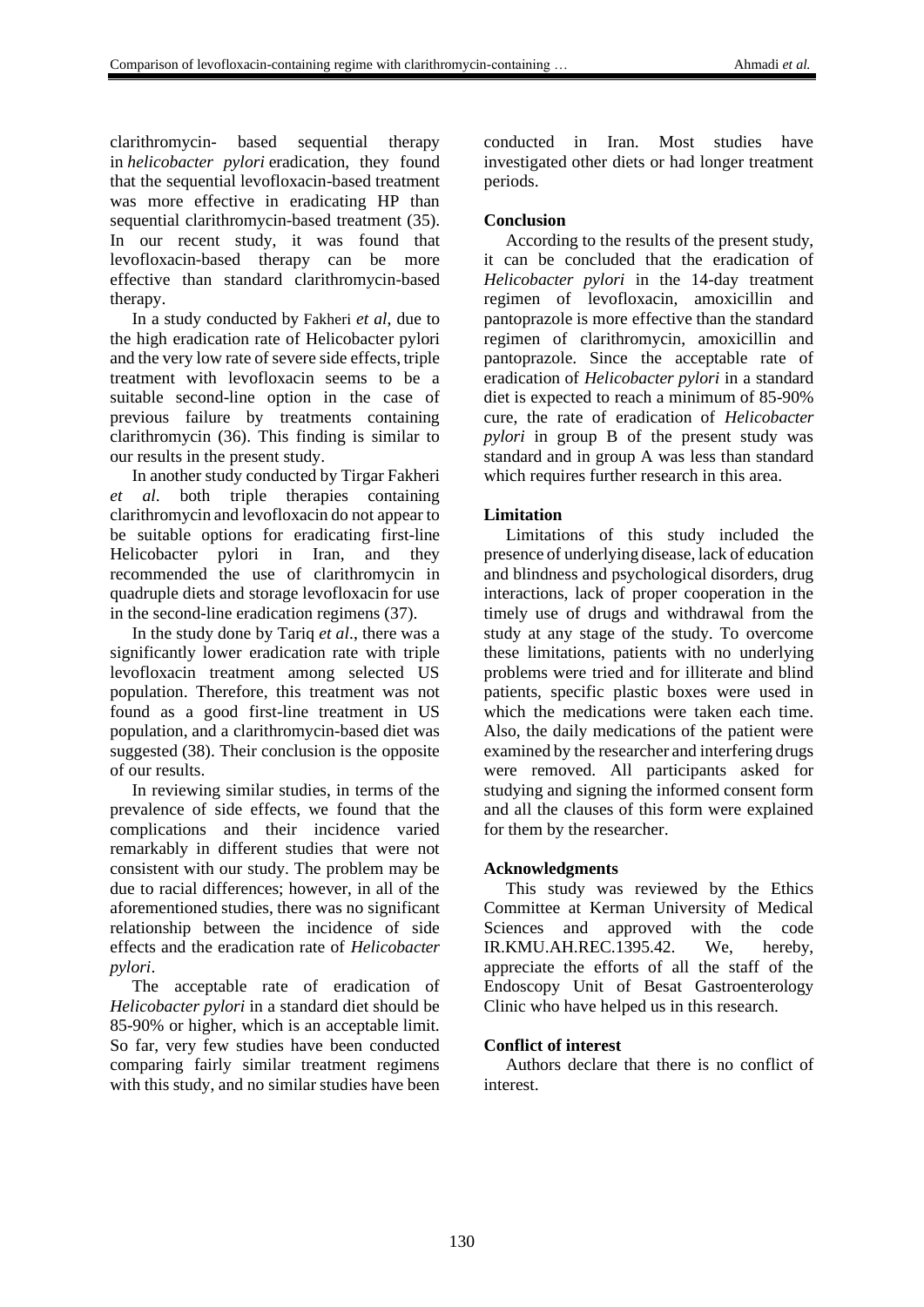clarithromycin- based sequential therapy in *helicobacter pylori* eradication, they found that the sequential levofloxacin-based treatment was more effective in eradicating HP than sequential clarithromycin-based treatment (35). In our recent study, it was found that levofloxacin-based therapy can be more effective than standard clarithromycin-based therapy.

In a study conducted by Fakheri *et al*, due to the high eradication rate of Helicobacter pylori and the very low rate of severe side effects, triple treatment with levofloxacin seems to be a suitable second-line option in the case of previous failure by treatments containing clarithromycin (36). This finding is similar to our results in the present study.

In another study conducted by Tirgar Fakheri *et al*. both triple therapies containing clarithromycin and levofloxacin do not appear to be suitable options for eradicating first-line Helicobacter pylori in Iran, and they recommended the use of clarithromycin in quadruple diets and storage levofloxacin for use in the second-line eradication regimens (37).

In the study done by Tariq *et al*., there was a significantly lower eradication rate with triple levofloxacin treatment among selected US population. Therefore, this treatment was not found as a good first-line treatment in US population, and a clarithromycin-based diet was suggested (38). Their conclusion is the opposite of our results.

In reviewing similar studies, in terms of the prevalence of side effects, we found that the complications and their incidence varied remarkably in different studies that were not consistent with our study. The problem may be due to racial differences; however, in all of the aforementioned studies, there was no significant relationship between the incidence of side effects and the eradication rate of *Helicobacter pylori*.

The acceptable rate of eradication of *Helicobacter pylori* in a standard diet should be 85-90% or higher, which is an acceptable limit. So far, very few studies have been conducted comparing fairly similar treatment regimens with this study, and no similar studies have been conducted in Iran. Most studies have investigated other diets or had longer treatment periods.

## Conclusion

According to the results of the present study, it can be concluded that the eradication of *Helicobacter pylori* in the 14-day treatment regimen of levofloxacin, amoxicillin and pantoprazole is more effective than the standard regimen of clarithromycin, amoxicillin and pantoprazole. Since the acceptable rate of eradication of *Helicobacter pylori* in a standard diet is expected to reach a minimum of 85-90% cure, the rate of eradication of *Helicobacter pylori* in group B of the present study was standard and in group A was less than standard which requires further research in this area.

## Limitation

Limitations of this study included the presence of underlying disease, lack of education and blindness and psychological disorders, drug interactions, lack of proper cooperation in the timely use of drugs and withdrawal from the study at any stage of the study. To overcome these limitations, patients with no underlying problems were tried and for illiterate and blind patients, specific plastic boxes were used in which the medications were taken each time. Also, the daily medications of the patient were examined by the researcher and interfering drugs were removed. All participants asked for studying and signing the informed consent form and all the clauses of this form were explained for them by the researcher.

## Acknowledgments

This study was reviewed by the Ethics Committee at Kerman University of Medical Sciences and approved with the code IR.KMU.AH.REC.1395.42. We, hereby, appreciate the efforts of all the staff of the Endoscopy Unit of Besat Gastroenterology Clinic who have helped us in this research.

## Conflict of interest

Authors declare that there is no conflict of interest.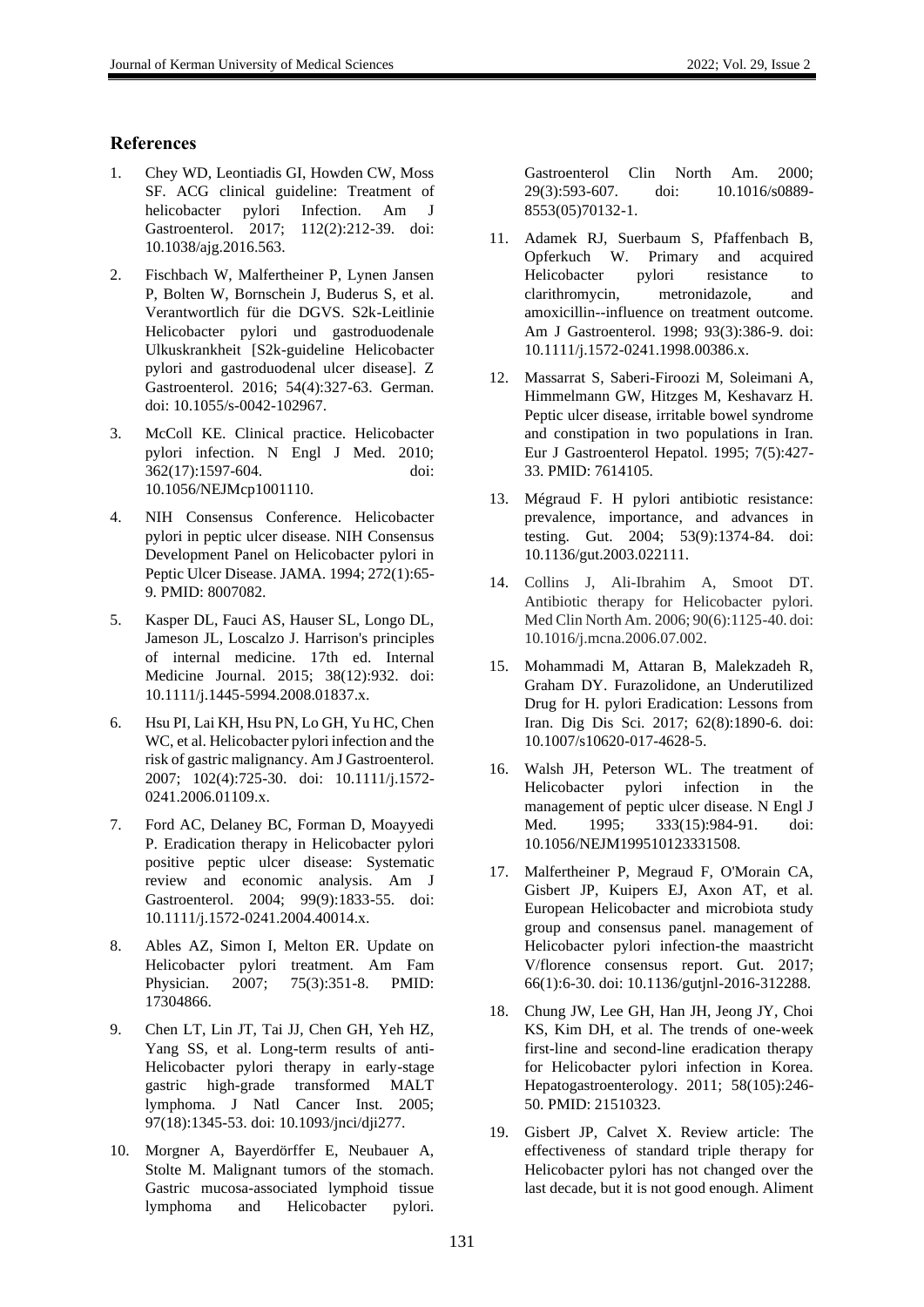## References

1. Chey WD, Leontiadis GI, Howden CW, Moss SF. ACG clinical guideline: Treatment of helicobacter pylori Infection. Am J Gastroenterol. 2017; 112(2):212-39. doi: 10.1038/ajg.2016.563.
2. Fischbach W, Malfertheiner P, Lynen Jansen P, Bolten W, Bornschein J, Buderus S, et al. Verantwortlich für die DGVS. S2k-Leitlinie Helicobacter pylori und gastroduodenale Ulkuskrankheit [S2k-guideline Helicobacter pylori and gastroduodenal ulcer disease]. Z Gastroenterol. 2016; 54(4):327-63. German. doi: 10.1055/s-0042-102967.
3. McColl KE. Clinical practice. Helicobacter pylori infection. N Engl J Med. 2010; 362(17):1597-604. doi: 10.1056/NEJMcp1001110.
4. NIH Consensus Conference. Helicobacter pylori in peptic ulcer disease. NIH Consensus Development Panel on Helicobacter pylori in Peptic Ulcer Disease. JAMA. 1994; 272(1):65-9. PMID: 8007082.
5. Kasper DL, Fauci AS, Hauser SL, Longo DL, Jameson JL, Loscalzo J. Harrison's principles of internal medicine. 17th ed. Internal Medicine Journal. 2015; 38(12):932. doi: 10.1111/j.1445-5994.2008.01837.x.
6. Hsu PI, Lai KH, Hsu PN, Lo GH, Yu HC, Chen WC, et al. Helicobacter pylori infection and the risk of gastric malignancy. Am J Gastroenterol. 2007; 102(4):725-30. doi: 10.1111/j.1572-0241.2006.01109.x.
7. Ford AC, Delaney BC, Forman D, Moayyedi P. Eradication therapy in Helicobacter pylori positive peptic ulcer disease: Systematic review and economic analysis. Am J Gastroenterol. 2004; 99(9):1833-55. doi: 10.1111/j.1572-0241.2004.40014.x.
8. Ables AZ, Simon I, Melton ER. Update on Helicobacter pylori treatment. Am Fam Physician. 2007; 75(3):351-8. PMID: 17304866.
9. Chen LT, Lin JT, Tai JJ, Chen GH, Yeh HZ, Yang SS, et al. Long-term results of anti-Helicobacter pylori therapy in early-stage gastric high-grade transformed MALT lymphoma. J Natl Cancer Inst. 2005; 97(18):1345-53. doi: 10.1093/jnci/dji277.
10. Morgner A, Bayerdörffer E, Neubauer A, Stolte M. Malignant tumors of the stomach. Gastric mucosa-associated lymphoid tissue lymphoma and Helicobacter pylori. Gastroenterol Clin North Am. 2000; 29(3):593-607. doi: 10.1016/s0889-8553(05)70132-1.
11. Adamek RJ, Suerbaum S, Pfaffenbach B, Opferkuch W. Primary and acquired Helicobacter pylori resistance to clarithromycin, metronidazole, and amoxicillin--influence on treatment outcome. Am J Gastroenterol. 1998; 93(3):386-9. doi: 10.1111/j.1572-0241.1998.00386.x.
12. Massarrat S, Saberi-Firoozi M, Soleimani A, Himmelmann GW, Hitzges M, Keshavarz H. Peptic ulcer disease, irritable bowel syndrome and constipation in two populations in Iran. Eur J Gastroenterol Hepatol. 1995; 7(5):427-33. PMID: 7614105.
13. Mégraud F. H pylori antibiotic resistance: prevalence, importance, and advances in testing. Gut. 2004; 53(9):1374-84. doi: 10.1136/gut.2003.022111.
14. Collins J, Ali-Ibrahim A, Smoot DT. Antibiotic therapy for Helicobacter pylori. Med Clin North Am. 2006; 90(6):1125-40. doi: 10.1016/j.mcna.2006.07.002.
15. Mohammadi M, Attaran B, Malekzadeh R, Graham DY. Furazolidone, an Underutilized Drug for H. pylori Eradication: Lessons from Iran. Dig Dis Sci. 2017; 62(8):1890-6. doi: 10.1007/s10620-017-4628-5.
16. Walsh JH, Peterson WL. The treatment of Helicobacter pylori infection in the management of peptic ulcer disease. N Engl J Med. 1995; 333(15):984-91. doi: 10.1056/NEJM199510123331508.
17. Malfertheiner P, Megraud F, O'Morain CA, Gisbert JP, Kuipers EJ, Axon AT, et al. European Helicobacter and microbiota study group and consensus panel. management of Helicobacter pylori infection-the maastricht V/florence consensus report. Gut. 2017; 66(1):6-30. doi: 10.1136/gutjnl-2016-312288.
18. Chung JW, Lee GH, Han JH, Jeong JY, Choi KS, Kim DH, et al. The trends of one-week first-line and second-line eradication therapy for Helicobacter pylori infection in Korea. Hepatogastroenterology. 2011; 58(105):246-50. PMID: 21510323.
19. Gisbert JP, Calvet X. Review article: The effectiveness of standard triple therapy for Helicobacter pylori has not changed over the last decade, but it is not good enough. Aliment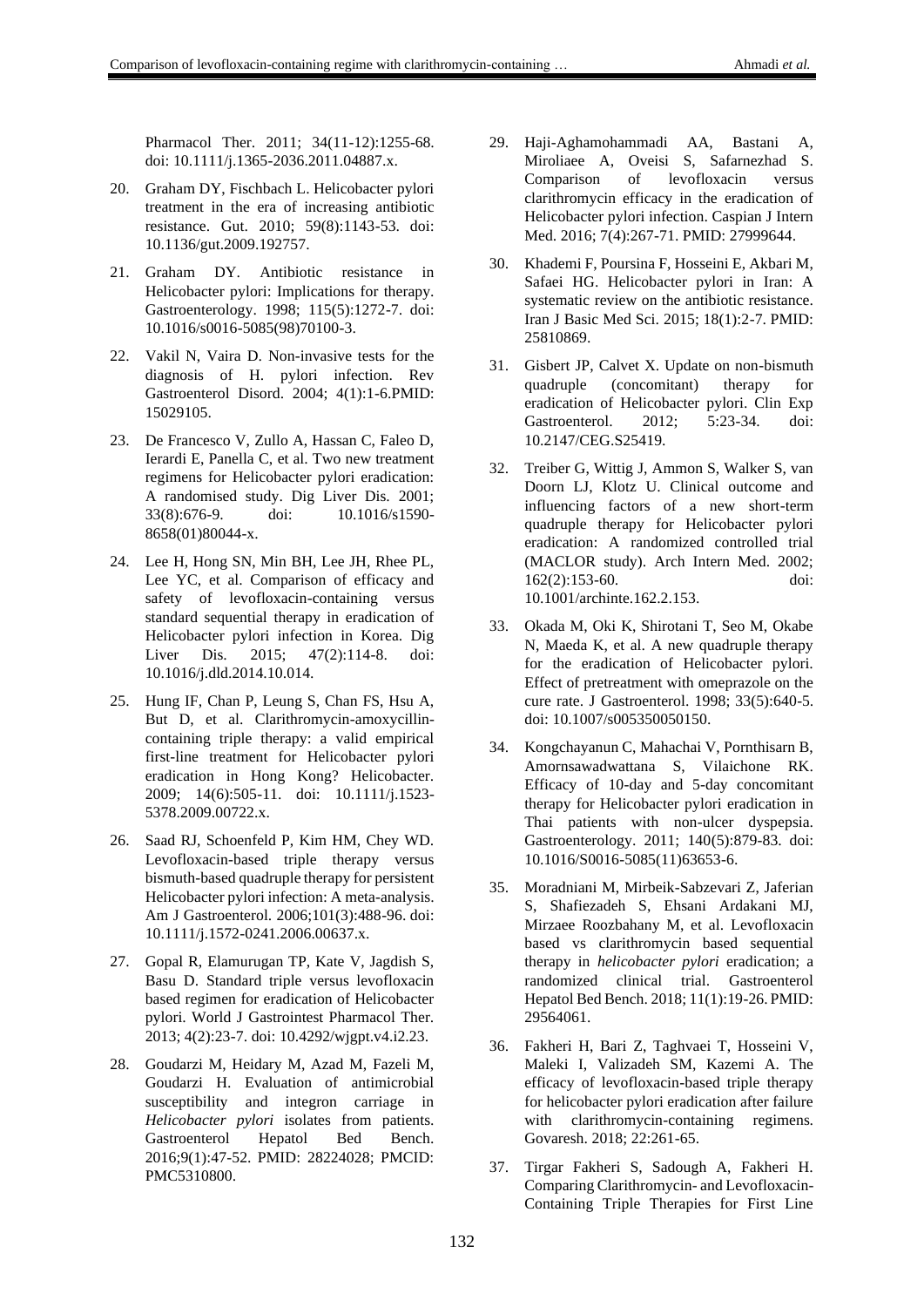Pharmacol Ther. 2011; 34(11-12):1255-68. doi: 10.1111/j.1365-2036.2011.04887.x.

20. Graham DY, Fischbach L. Helicobacter pylori treatment in the era of increasing antibiotic resistance. Gut. 2010; 59(8):1143-53. doi: 10.1136/gut.2009.192757.

21. Graham DY. Antibiotic resistance in Helicobacter pylori: Implications for therapy. Gastroenterology. 1998; 115(5):1272-7. doi: 10.1016/s0016-5085(98)70100-3.

22. Vakil N, Vaira D. Non-invasive tests for the diagnosis of H. pylori infection. Rev Gastroenterol Disord. 2004; 4(1):1-6.PMID: 15029105.

23. De Francesco V, Zullo A, Hassan C, Faleo D, Ierardi E, Panella C, et al. Two new treatment regimens for Helicobacter pylori eradication: A randomised study. Dig Liver Dis. 2001; 33(8):676-9. doi: 10.1016/s1590-8658(01)80044-x.

24. Lee H, Hong SN, Min BH, Lee JH, Rhee PL, Lee YC, et al. Comparison of efficacy and safety of levofloxacin-containing versus standard sequential therapy in eradication of Helicobacter pylori infection in Korea. Dig Liver Dis. 2015; 47(2):114-8. doi: 10.1016/j.dld.2014.10.014.

25. Hung IF, Chan P, Leung S, Chan FS, Hsu A, But D, et al. Clarithromycin-amoxycillin-containing triple therapy: a valid empirical first-line treatment for Helicobacter pylori eradication in Hong Kong? Helicobacter. 2009; 14(6):505-11. doi: 10.1111/j.1523-5378.2009.00722.x.

26. Saad RJ, Schoenfeld P, Kim HM, Chey WD. Levofloxacin-based triple therapy versus bismuth-based quadruple therapy for persistent Helicobacter pylori infection: A meta-analysis. Am J Gastroenterol. 2006;101(3):488-96. doi: 10.1111/j.1572-0241.2006.00637.x.

27. Gopal R, Elamurugan TP, Kate V, Jagdish S, Basu D. Standard triple versus levofloxacin based regimen for eradication of Helicobacter pylori. World J Gastrointest Pharmacol Ther. 2013; 4(2):23-7. doi: 10.4292/wjgpt.v4.i2.23.

28. Goudarzi M, Heidary M, Azad M, Fazeli M, Goudarzi H. Evaluation of antimicrobial susceptibility and integron carriage in *Helicobacter pylori* isolates from patients. Gastroenterol Hepatol Bed Bench. 2016;9(1):47-52. PMID: 28224028; PMCID: PMC5310800.

29. Haji-Aghamohammadi AA, Bastani A, Miroliaee A, Oveisi S, Safarnezhad S. Comparison of levofloxacin versus clarithromycin efficacy in the eradication of Helicobacter pylori infection. Caspian J Intern Med. 2016; 7(4):267-71. PMID: 27999644.

30. Khademi F, Poursina F, Hosseini E, Akbari M, Safaei HG. Helicobacter pylori in Iran: A systematic review on the antibiotic resistance. Iran J Basic Med Sci. 2015; 18(1):2-7. PMID: 25810869.

31. Gisbert JP, Calvet X. Update on non-bismuth quadruple (concomitant) therapy for eradication of Helicobacter pylori. Clin Exp Gastroenterol. 2012; 5:23-34. doi: 10.2147/CEG.S25419.

32. Treiber G, Wittig J, Ammon S, Walker S, van Doorn LJ, Klotz U. Clinical outcome and influencing factors of a new short-term quadruple therapy for Helicobacter pylori eradication: A randomized controlled trial (MACLOR study). Arch Intern Med. 2002; 162(2):153-60. doi: 10.1001/archinte.162.2.153.

33. Okada M, Oki K, Shirotani T, Seo M, Okabe N, Maeda K, et al. A new quadruple therapy for the eradication of Helicobacter pylori. Effect of pretreatment with omeprazole on the cure rate. J Gastroenterol. 1998; 33(5):640-5. doi: 10.1007/s005350050150.

34. Kongchayanun C, Mahachai V, Pornthisarn B, Amornsawadwattana S, Vilaichone RK. Efficacy of 10-day and 5-day concomitant therapy for Helicobacter pylori eradication in Thai patients with non-ulcer dyspepsia. Gastroenterology. 2011; 140(5):879-83. doi: 10.1016/S0016-5085(11)63653-6.

35. Moradniani M, Mirbeik-Sabzevari Z, Jaferian S, Shafiezadeh S, Ehsani Ardakani MJ, Mirzaee Roozbahany M, et al. Levofloxacin based vs clarithromycin based sequential therapy in *helicobacter pylori* eradication; a randomized clinical trial. Gastroenterol Hepatol Bed Bench. 2018; 11(1):19-26. PMID: 29564061.

36. Fakheri H, Bari Z, Taghvaei T, Hosseini V, Maleki I, Valizadeh SM, Kazemi A. The efficacy of levofloxacin-based triple therapy for helicobacter pylori eradication after failure with clarithromycin-containing regimens. Govaresh. 2018; 22:261-65.

37. Tirgar Fakheri S, Sadough A, Fakheri H. Comparing Clarithromycin- and Levofloxacin-Containing Triple Therapies for First Line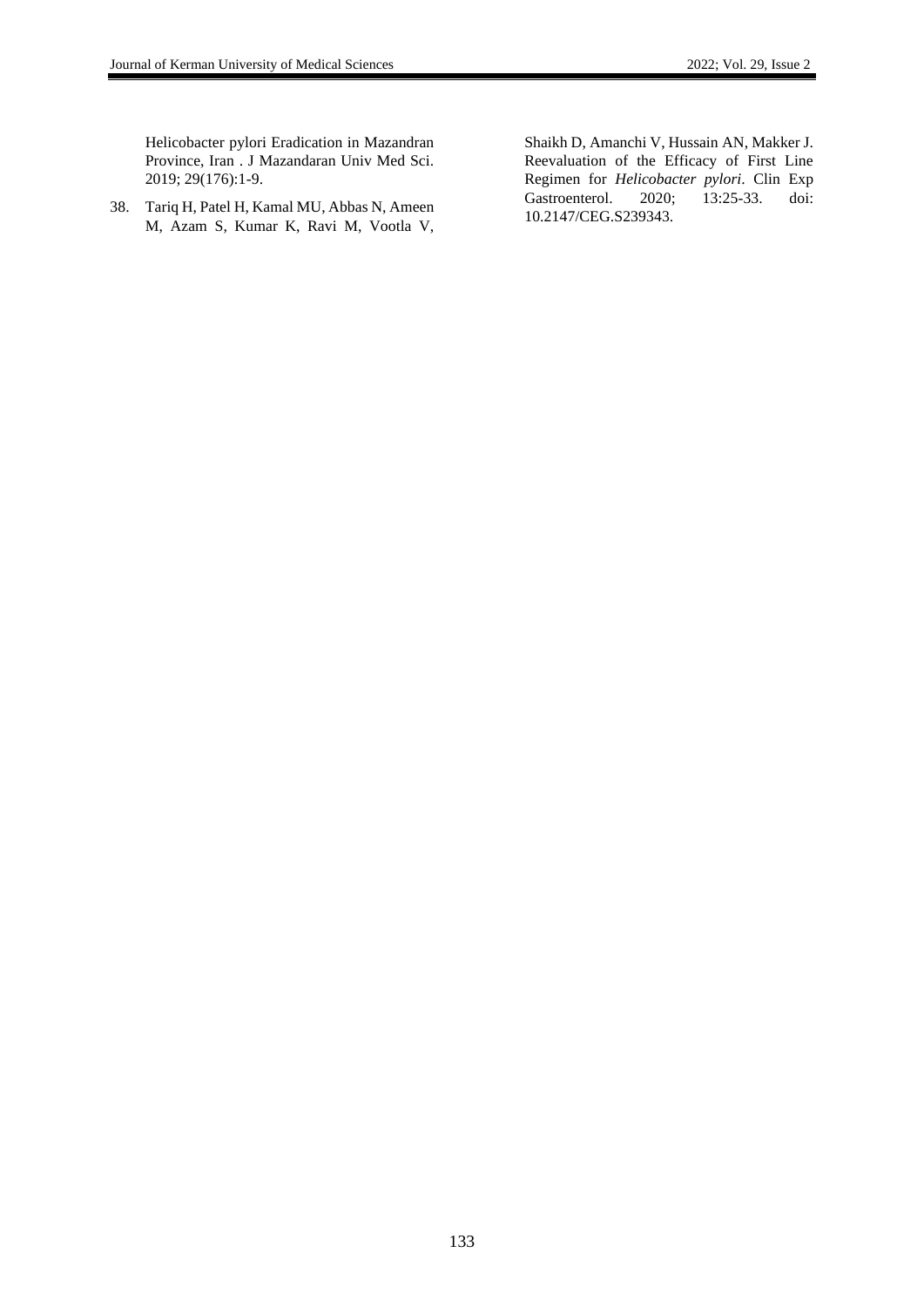Helicobacter pylori Eradication in Mazandran Province, Iran . J Mazandaran Univ Med Sci. 2019; 29(176):1-9.

38. Tariq H, Patel H, Kamal MU, Abbas N, Ameen M, Azam S, Kumar K, Ravi M, Vootla V, Shaikh D, Amanchi V, Hussain AN, Makker J. Reevaluation of the Efficacy of First Line Regimen for *Helicobacter pylori*. Clin Exp Gastroenterol. 2020; 13:25-33. doi: 10.2147/CEG.S239343.